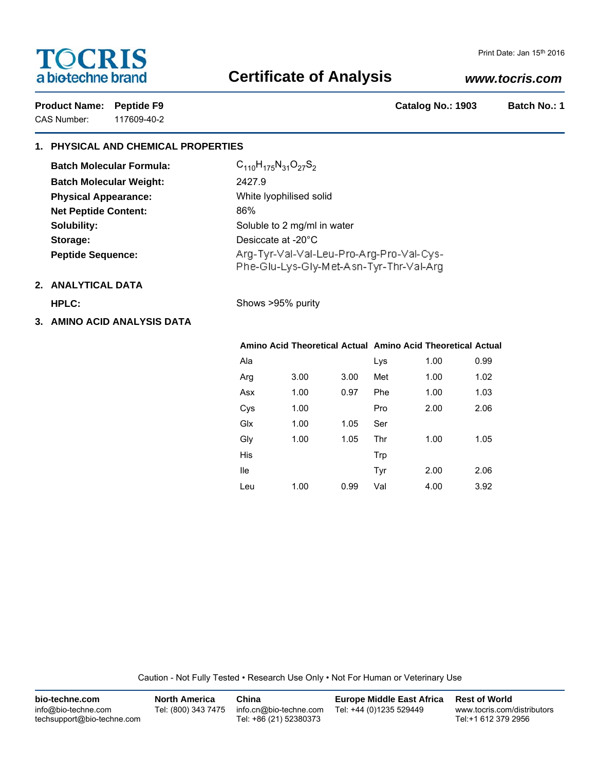TOCRIS a biotechne brand

Print Date: Jan 15th 2016

# Certificate of Analysis

*www.tocris.com*

**Product Name:** **Peptide F9** **Catalog No.: 1903** **Batch No.: 1**

CAS Number: 117609-40-2

## 1. PHYSICAL AND CHEMICAL PROPERTIES

**Batch Molecular Formula:** $C_{110}H_{175}N_{31}O_{27}S_2$

**Batch Molecular Weight:** 2427.9

**Physical Appearance:** White lyophilised solid

**Net Peptide Content:** 86%

**Solubility:** Soluble to 2 mg/ml in water

**Storage:** Desiccate at -20°C

**Peptide Sequence:** Arg-Tyr-Val-Val-Leu-Pro-Arg-Pro-Val-Cys-Phe-Glu-Lys-Gly-Met-Asn-Tyr-Thr-Val-Arg

## 2. ANALYTICAL DATA

**HPLC:** Shows >95% purity

## 3. AMINO ACID ANALYSIS DATA

| Amino Acid | Theoretical | Actual | Amino Acid | Theoretical | Actual |
|---|---|---|---|---|---|
| Ala | | | Lys | 1.00 | 0.99 |
| Arg | 3.00 | 3.00 | Met | 1.00 | 1.02 |
| Asx | 1.00 | 0.97 | Phe | 1.00 | 1.03 |
| Cys | 1.00 | | Pro | 2.00 | 2.06 |
| Glx | 1.00 | 1.05 | Ser | | |
| Gly | 1.00 | 1.05 | Thr | 1.00 | 1.05 |
| His | | | Trp | | |
| Ile | | | Tyr | 2.00 | 2.06 |
| Leu | 1.00 | 0.99 | Val | 4.00 | 3.92 |

Caution - Not Fully Tested • Research Use Only • Not For Human or Veterinary Use

**bio-techne.com**
info@bio-techne.com
techsupport@bio-techne.com

**North America**
Tel: (800) 343 7475

**China**
info.cn@bio-techne.com
Tel: +86 (21) 52380373

**Europe Middle East Africa**
Tel: +44 (0)1235 529449

**Rest of World**
www.tocris.com/distributors
Tel:+1 612 379 2956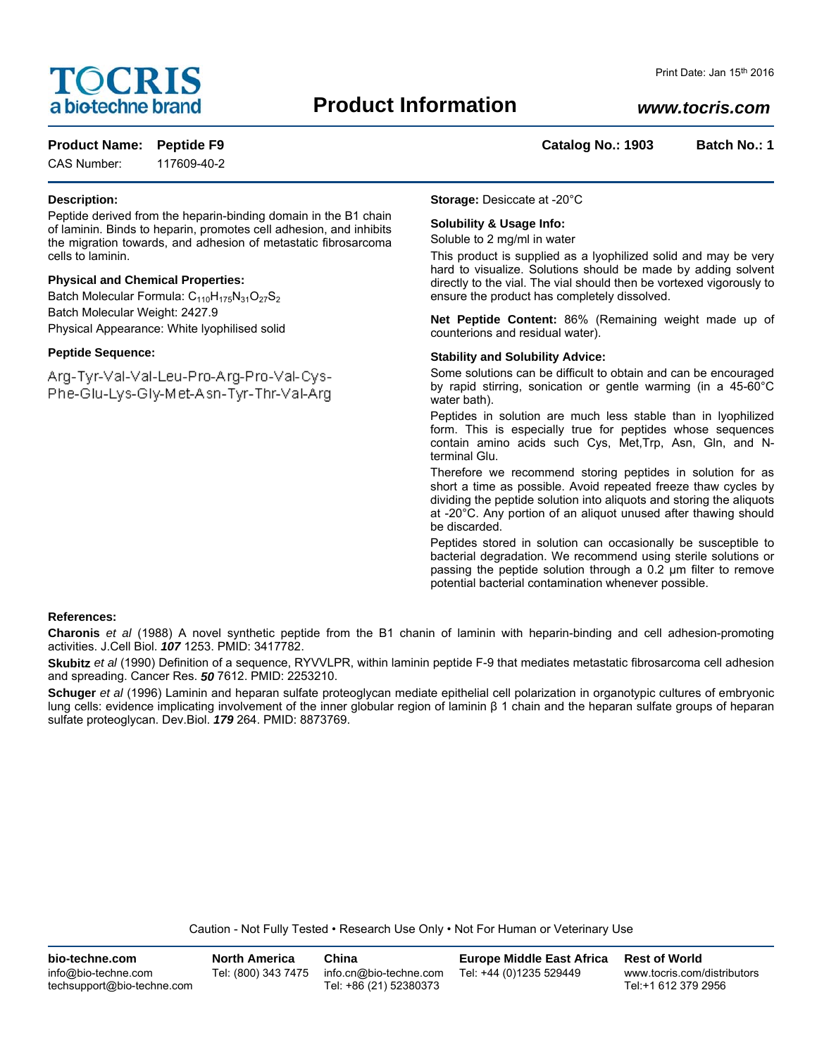# Product Information

Print Date: Jan 15th 2016

www.tocris.com

**Product Name: Peptide F9** **Catalog No.: 1903** **Batch No.: 1**

CAS Number: 117609-40-2

### Description:

Peptide derived from the heparin-binding domain in the B1 chain of laminin. Binds to heparin, promotes cell adhesion, and inhibits the migration towards, and adhesion of metastatic fibrosarcoma cells to laminin.

### Physical and Chemical Properties:

Batch Molecular Formula: $C_{110}H_{175}N_{31}O_{27}S_2$

Batch Molecular Weight: 2427.9

Physical Appearance: White lyophilised solid

### Peptide Sequence:

Arg-Tyr-Val-Val-Leu-Pro-Arg-Pro-Val-Cys-Phe-Glu-Lys-Gly-Met-Asn-Tyr-Thr-Val-Arg

**Storage:** Desiccate at -20°C

### Solubility & Usage Info:

Soluble to 2 mg/ml in water

This product is supplied as a lyophilized solid and may be very hard to visualize. Solutions should be made by adding solvent directly to the vial. The vial should then be vortexed vigorously to ensure the product has completely dissolved.

**Net Peptide Content:** 86% (Remaining weight made up of counterions and residual water).

### Stability and Solubility Advice:

Some solutions can be difficult to obtain and can be encouraged by rapid stirring, sonication or gentle warming (in a 45-60°C water bath).

Peptides in solution are much less stable than in lyophilized form. This is especially true for peptides whose sequences contain amino acids such Cys, Met,Trp, Asn, Gln, and N-terminal Glu.

Therefore we recommend storing peptides in solution for as short a time as possible. Avoid repeated freeze thaw cycles by dividing the peptide solution into aliquots and storing the aliquots at -20°C. Any portion of an aliquot unused after thawing should be discarded.

Peptides stored in solution can occasionally be susceptible to bacterial degradation. We recommend using sterile solutions or passing the peptide solution through a 0.2 µm filter to remove potential bacterial contamination whenever possible.

### References:

**Charonis** *et al* (1988) A novel synthetic peptide from the B1 chanin of laminin with heparin-binding and cell adhesion-promoting activities. J.Cell Biol. ***107*** 1253. PMID: 3417782.

**Skubitz** *et al* (1990) Definition of a sequence, RYVVLPR, within laminin peptide F-9 that mediates metastatic fibrosarcoma cell adhesion and spreading. Cancer Res. ***50*** 7612. PMID: 2253210.

**Schuger** *et al* (1996) Laminin and heparan sulfate proteoglycan mediate epithelial cell polarization in organotypic cultures of embryonic lung cells: evidence implicating involvement of the inner globular region of laminin β 1 chain and the heparan sulfate groups of heparan sulfate proteoglycan. Dev.Biol. ***179*** 264. PMID: 8873769.

Caution - Not Fully Tested • Research Use Only • Not For Human or Veterinary Use

**bio-techne.com**
info@bio-techne.com
techsupport@bio-techne.com

**North America**
Tel: (800) 343 7475

**China**
info.cn@bio-techne.com
Tel: +86 (21) 52380373

**Europe Middle East Africa**
Tel: +44 (0)1235 529449

**Rest of World**
www.tocris.com/distributors
Tel:+1 612 379 2956